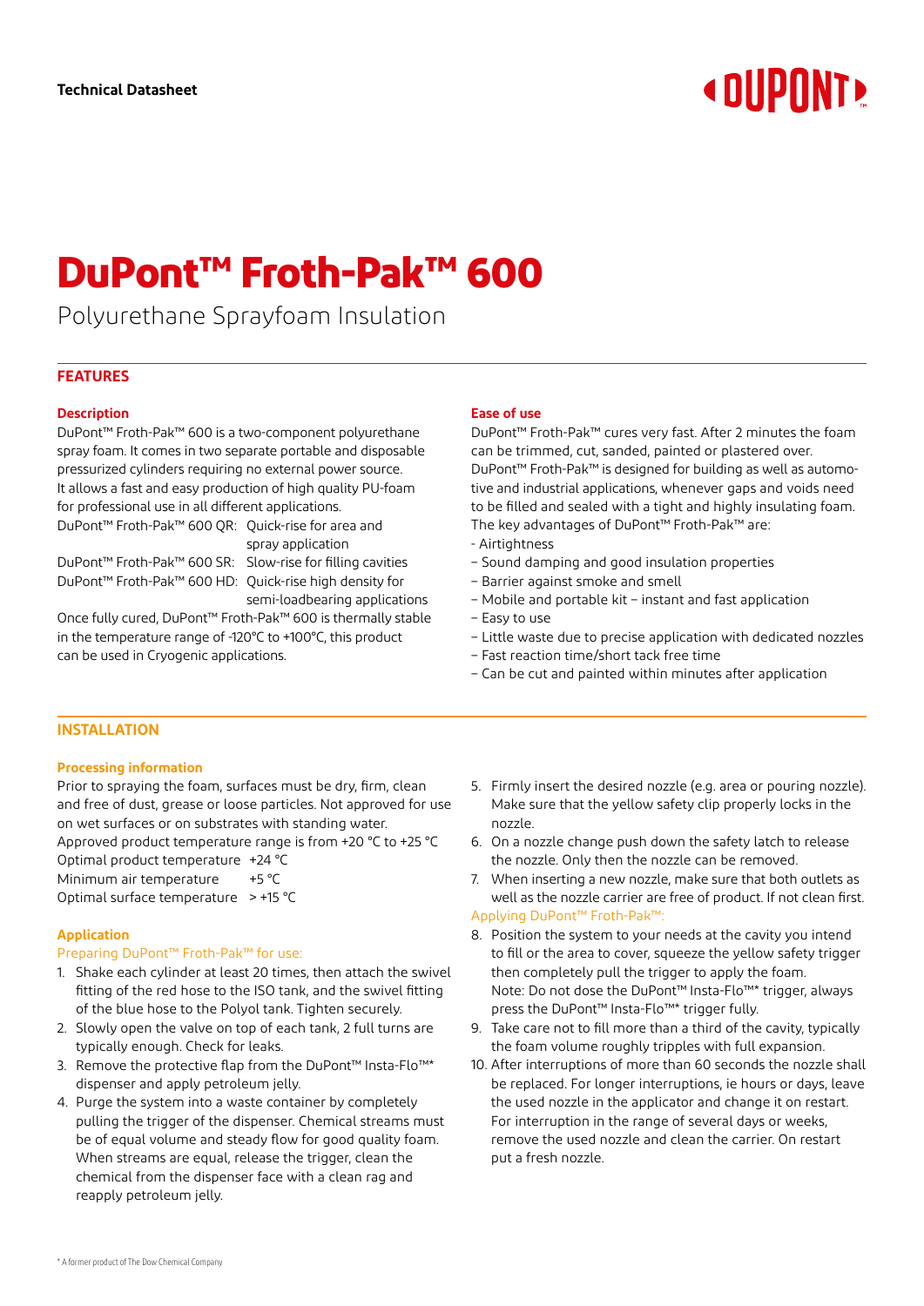**Technical Datasheet**

# DuPont™ Froth-Pak™ 600

Polyurethane Sprayfoam Insulation

## FEATURES

### Description

DuPont™ Froth-Pak™ 600 is a two-component polyurethane spray foam. It comes in two separate portable and disposable pressurized cylinders requiring no external power source. It allows a fast and easy production of high quality PU-foam for professional use in all different applications.

| | |
|---|---|
| DuPont™ Froth-Pak™ 600 QR: | Quick-rise for area and spray application |
| DuPont™ Froth-Pak™ 600 SR: | Slow-rise for filling cavities |
| DuPont™ Froth-Pak™ 600 HD: | Quick-rise high density for semi-loadbearing applications |

Once fully cured, DuPont™ Froth-Pak™ 600 is thermally stable in the temperature range of -120°C to +100°C, this product can be used in Cryogenic applications.

### Ease of use

DuPont™ Froth-Pak™ cures very fast. After 2 minutes the foam can be trimmed, cut, sanded, painted or plastered over. DuPont™ Froth-Pak™ is designed for building as well as automotive and industrial applications, whenever gaps and voids need to be filled and sealed with a tight and highly insulating foam. The key advantages of DuPont™ Froth-Pak™ are:

- Airtightness
- Sound damping and good insulation properties
- Barrier against smoke and smell
- Mobile and portable kit – instant and fast application
- Easy to use
- Little waste due to precise application with dedicated nozzles
- Fast reaction time/short tack free time
- Can be cut and painted within minutes after application

## INSTALLATION

### Processing information

Prior to spraying the foam, surfaces must be dry, firm, clean and free of dust, grease or loose particles. Not approved for use on wet surfaces or on substrates with standing water.

Approved product temperature range is from +20 °C to +25 °C

| | |
|---|---|
| Optimal product temperature | +24 °C |
| Minimum air temperature | +5 °C |
| Optimal surface temperature | > +15 °C |

### Application

Preparing DuPont™ Froth-Pak™ for use:

1. Shake each cylinder at least 20 times, then attach the swivel fitting of the red hose to the ISO tank, and the swivel fitting of the blue hose to the Polyol tank. Tighten securely.
2. Slowly open the valve on top of each tank, 2 full turns are typically enough. Check for leaks.
3. Remove the protective flap from the DuPont™ Insta-Flo™* dispenser and apply petroleum jelly.
4. Purge the system into a waste container by completely pulling the trigger of the dispenser. Chemical streams must be of equal volume and steady flow for good quality foam. When streams are equal, release the trigger, clean the chemical from the dispenser face with a clean rag and reapply petroleum jelly.
5. Firmly insert the desired nozzle (e.g. area or pouring nozzle). Make sure that the yellow safety clip properly locks in the nozzle.
6. On a nozzle change push down the safety latch to release the nozzle. Only then the nozzle can be removed.
7. When inserting a new nozzle, make sure that both outlets as well as the nozzle carrier are free of product. If not clean first.

Applying DuPont™ Froth-Pak™:

8. Position the system to your needs at the cavity you intend to fill or the area to cover, squeeze the yellow safety trigger then completely pull the trigger to apply the foam. Note: Do not dose the DuPont™ Insta-Flo™* trigger, always press the DuPont™ Insta-Flo™* trigger fully.
9. Take care not to fill more than a third of the cavity, typically the foam volume roughly tripples with full expansion.
10. After interruptions of more than 60 seconds the nozzle shall be replaced. For longer interruptions, ie hours or days, leave the used nozzle in the applicator and change it on restart. For interruption in the range of several days or weeks, remove the used nozzle and clean the carrier. On restart put a fresh nozzle.

* A former product of The Dow Chemical Company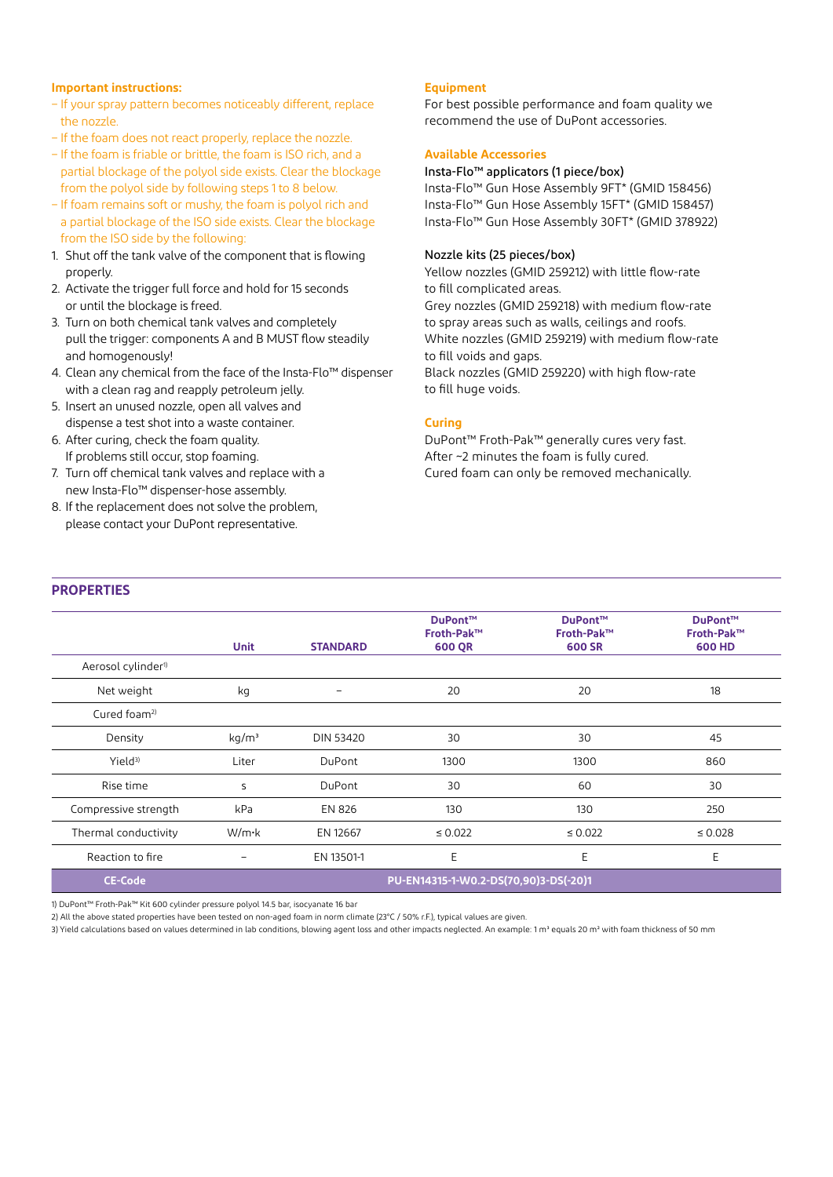### Important instructions:

- If your spray pattern becomes noticeably different, replace the nozzle.
- If the foam does not react properly, replace the nozzle.
- If the foam is friable or brittle, the foam is ISO rich, and a partial blockage of the polyol side exists. Clear the blockage from the polyol side by following steps 1 to 8 below.
- If foam remains soft or mushy, the foam is polyol rich and a partial blockage of the ISO side exists. Clear the blockage from the ISO side by the following:

1. Shut off the tank valve of the component that is flowing properly.
2. Activate the trigger full force and hold for 15 seconds or until the blockage is freed.
3. Turn on both chemical tank valves and completely pull the trigger: components A and B MUST flow steadily and homogenously!
4. Clean any chemical from the face of the Insta-Flo™ dispenser with a clean rag and reapply petroleum jelly.
5. Insert an unused nozzle, open all valves and dispense a test shot into a waste container.
6. After curing, check the foam quality. If problems still occur, stop foaming.
7. Turn off chemical tank valves and replace with a new Insta-Flo™ dispenser-hose assembly.
8. If the replacement does not solve the problem, please contact your DuPont representative.

### Equipment

For best possible performance and foam quality we recommend the use of DuPont accessories.

### Available Accessories

**Insta-Flo™ applicators (1 piece/box)**

Insta-Flo™ Gun Hose Assembly 9FT* (GMID 158456)
Insta-Flo™ Gun Hose Assembly 15FT* (GMID 158457)
Insta-Flo™ Gun Hose Assembly 30FT* (GMID 378922)

**Nozzle kits (25 pieces/box)**

Yellow nozzles (GMID 259212) with little flow-rate to fill complicated areas.
Grey nozzles (GMID 259218) with medium flow-rate to spray areas such as walls, ceilings and roofs.
White nozzles (GMID 259219) with medium flow-rate to fill voids and gaps.
Black nozzles (GMID 259220) with high flow-rate to fill huge voids.

### Curing

DuPont™ Froth-Pak™ generally cures very fast.
After ~2 minutes the foam is fully cured.
Cured foam can only be removed mechanically.

## PROPERTIES

| | Unit | STANDARD | DuPont™ Froth-Pak™ 600 QR | DuPont™ Froth-Pak™ 600 SR | DuPont™ Froth-Pak™ 600 HD |
|---|---|---|---|---|---|
| Aerosol cylinder[1] | | | | | |
| Net weight | kg | – | 20 | 20 | 18 |
| Cured foam[2] | | | | | |
| Density | $kg/m^3$ | DIN 53420 | 30 | 30 | 45 |
| Yield[3] | Liter | DuPont | 1300 | 1300 | 860 |
| Rise time | s | DuPont | 30 | 60 | 30 |
| Compressive strength | kPa | EN 826 | 130 | 130 | 250 |
| Thermal conductivity | W/m·k | EN 12667 | ≤ 0.022 | ≤ 0.022 | ≤ 0.028 |
| Reaction to fire | – | EN 13501-1 | E | E | E |
| **CE-Code** | **PU-EN14315-1-W0.2-DS(70,90)3-DS(-20)1** | | | | |

1) DuPont™ Froth-Pak™ Kit 600 cylinder pressure polyol 14.5 bar, isocyanate 16 bar

2) All the above stated properties have been tested on non-aged foam in norm climate (23°C / 50% r.F.), typical values are given.

3) Yield calculations based on values determined in lab conditions, blowing agent loss and other impacts neglected. An example: 1 $m^3$ equals 20 $m^2$ with foam thickness of 50 mm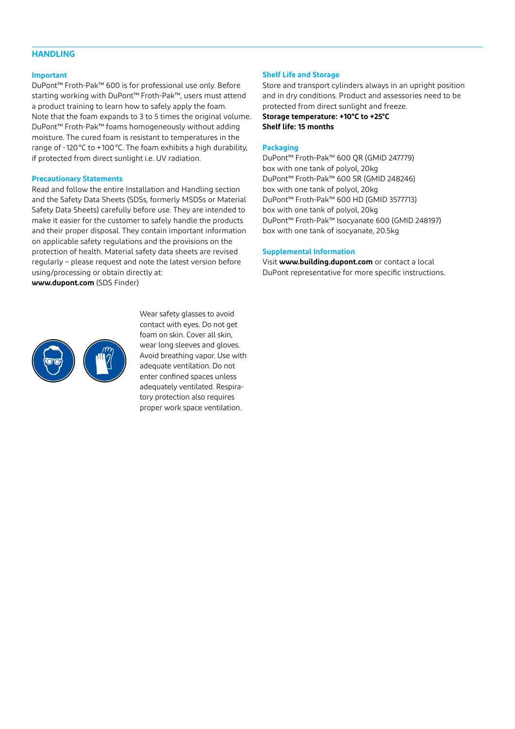## HANDLING

### Important

DuPont™ Froth-Pak™ 600 is for professional use only. Before starting working with DuPont™ Froth-Pak™, users must attend a product training to learn how to safely apply the foam. Note that the foam expands to 3 to 5 times the original volume. DuPont™ Froth-Pak™ foams homogeneously without adding moisture. The cured foam is resistant to temperatures in the range of -120 °C to +100 °C. The foam exhibits a high durability, if protected from direct sunlight i.e. UV radiation.

### Precautionary Statements

Read and follow the entire Installation and Handling section and the Safety Data Sheets (SDSs, formerly MSDSs or Material Safety Data Sheets) carefully before use. They are intended to make it easier for the customer to safely handle the products and their proper disposal. They contain important information on applicable safety regulations and the provisions on the protection of health. Material safety data sheets are revised regularly – please request and note the latest version before using/processing or obtain directly at:
**www.dupont.com** (SDS Finder)

Wear safety glasses to avoid contact with eyes. Do not get foam on skin. Cover all skin, wear long sleeves and gloves. Avoid breathing vapor. Use with adequate ventilation. Do not enter confined spaces unless adequately ventilated. Respiratory protection also requires proper work space ventilation.

### Shelf Life and Storage

Store and transport cylinders always in an upright position and in dry conditions. Product and assessories need to be protected from direct sunlight and freeze.
**Storage temperature: +10°C to +25°C**
**Shelf life: 15 months**

### Packaging

DuPont™ Froth-Pak™ 600 QR (GMID 247779)
box with one tank of polyol, 20kg
DuPont™ Froth-Pak™ 600 SR (GMID 248246)
box with one tank of polyol, 20kg
DuPont™ Froth-Pak™ 600 HD (GMID 3577713)
box with one tank of polyol, 20kg
DuPont™ Froth-Pak™ Isocyanate 600 (GMID 248197)
box with one tank of isocyanate, 20.5kg

### Supplemental Information

Visit **www.building.dupont.com** or contact a local DuPont representative for more specific instructions.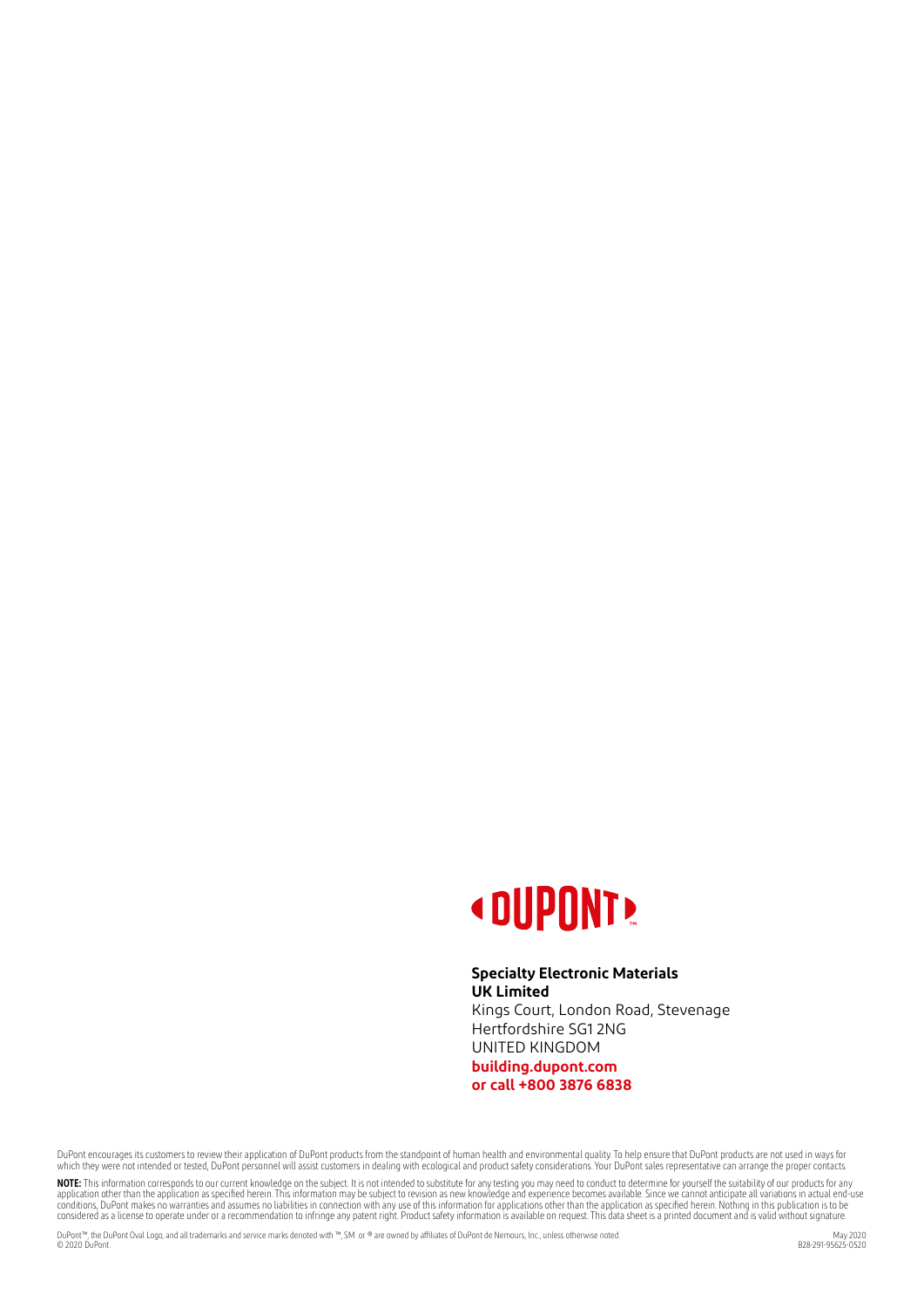DUPONT™

**Specialty Electronic Materials**
**UK Limited**
Kings Court, London Road, Stevenage
Hertfordshire SG1 2NG
UNITED KINGDOM
**building.dupont.com**
**or call +800 3876 6838**

DuPont encourages its customers to review their application of DuPont products from the standpoint of human health and environmental quality. To help ensure that DuPont products are not used in ways for which they were not intended or tested, DuPont personnel will assist customers in dealing with ecological and product safety considerations. Your DuPont sales representative can arrange the proper contacts.

**NOTE:** This information corresponds to our current knowledge on the subject. It is not intended to substitute for any testing you may need to conduct to determine for yourself the suitability of our products for any application other than the application as specified herein. This information may be subject to revision as new knowledge and experience becomes available. Since we cannot anticipate all variations in actual end-use conditions, DuPont makes no warranties and assumes no liabilities in connection with any use of this information for applications other than the application as specified herein. Nothing in this publication is to be considered as a license to operate under or a recommendation to infringe any patent right. Product safety information is available on request. This data sheet is a printed document and is valid without signature.

DuPont™, the DuPont Oval Logo, and all trademarks and service marks denoted with ™, SM or ® are owned by affiliates of DuPont de Nemours, Inc., unless otherwise noted.
© 2020 DuPont.

May 2020
B28-291-95625-0520